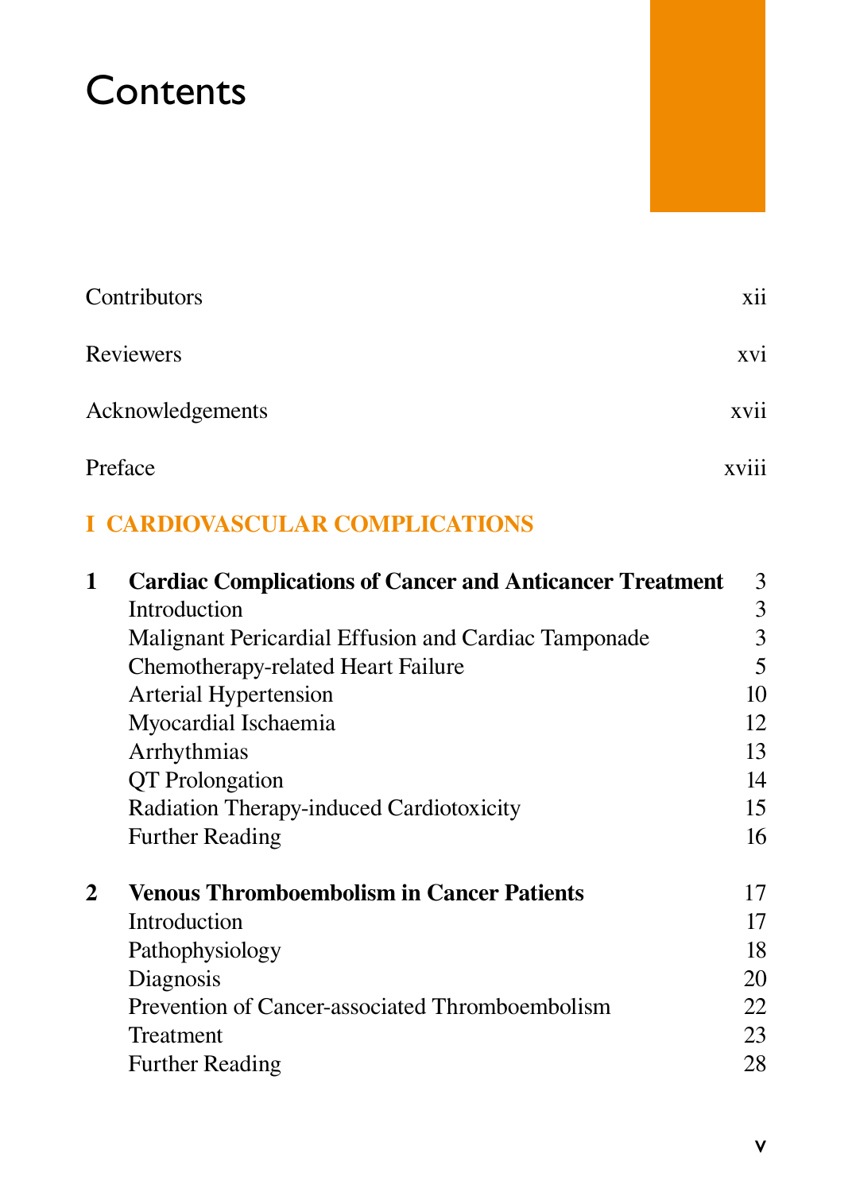# Contents

| | |
|---|---|
| Contributors | xii |
| Reviewers | xvi |
| Acknowledgements | xvii |
| Preface | xviii |

## I CARDIOVASCULAR COMPLICATIONS

| | | |
|---|---|---|
| **1** | **Cardiac Complications of Cancer and Anticancer Treatment** | **3** |
| | Introduction | 3 |
| | Malignant Pericardial Effusion and Cardiac Tamponade | 3 |
| | Chemotherapy-related Heart Failure | 5 |
| | Arterial Hypertension | 10 |
| | Myocardial Ischaemia | 12 |
| | Arrhythmias | 13 |
| | QT Prolongation | 14 |
| | Radiation Therapy-induced Cardiotoxicity | 15 |
| | Further Reading | 16 |
| **2** | **Venous Thromboembolism in Cancer Patients** | **17** |
| | Introduction | 17 |
| | Pathophysiology | 18 |
| | Diagnosis | 20 |
| | Prevention of Cancer-associated Thromboembolism | 22 |
| | Treatment | 23 |
| | Further Reading | 28 |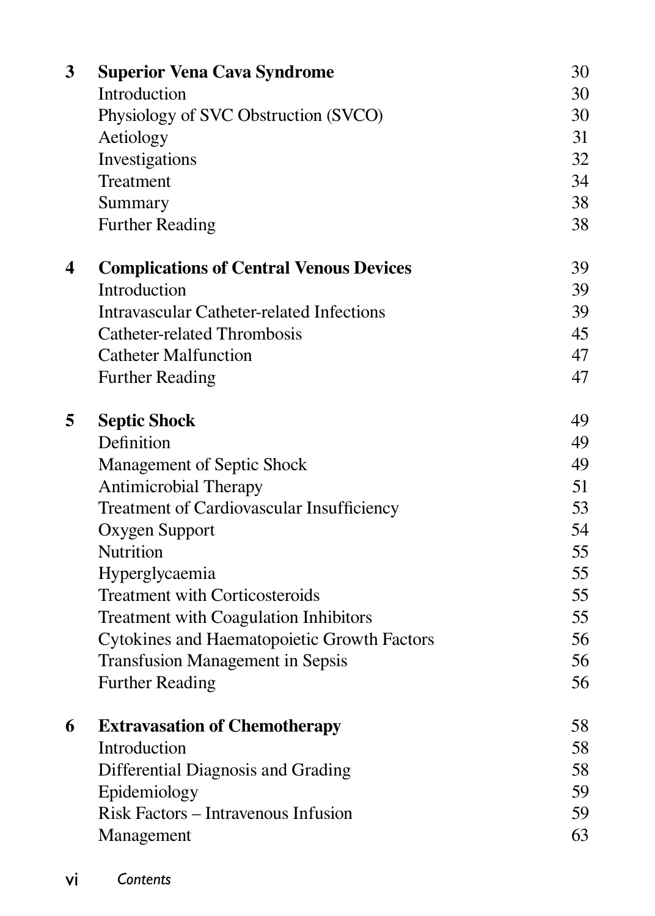| | | |
|---|---|---|
| **3** | **Superior Vena Cava Syndrome** | 30 |
| | Introduction | 30 |
| | Physiology of SVC Obstruction (SVCO) | 30 |
| | Aetiology | 31 |
| | Investigations | 32 |
| | Treatment | 34 |
| | Summary | 38 |
| | Further Reading | 38 |
| **4** | **Complications of Central Venous Devices** | 39 |
| | Introduction | 39 |
| | Intravascular Catheter-related Infections | 39 |
| | Catheter-related Thrombosis | 45 |
| | Catheter Malfunction | 47 |
| | Further Reading | 47 |
| **5** | **Septic Shock** | 49 |
| | Definition | 49 |
| | Management of Septic Shock | 49 |
| | Antimicrobial Therapy | 51 |
| | Treatment of Cardiovascular Insufficiency | 53 |
| | Oxygen Support | 54 |
| | Nutrition | 55 |
| | Hyperglycaemia | 55 |
| | Treatment with Corticosteroids | 55 |
| | Treatment with Coagulation Inhibitors | 55 |
| | Cytokines and Haematopoietic Growth Factors | 56 |
| | Transfusion Management in Sepsis | 56 |
| | Further Reading | 56 |
| **6** | **Extravasation of Chemotherapy** | 58 |
| | Introduction | 58 |
| | Differential Diagnosis and Grading | 58 |
| | Epidemiology | 59 |
| | Risk Factors – Intravenous Infusion | 59 |
| | Management | 63 |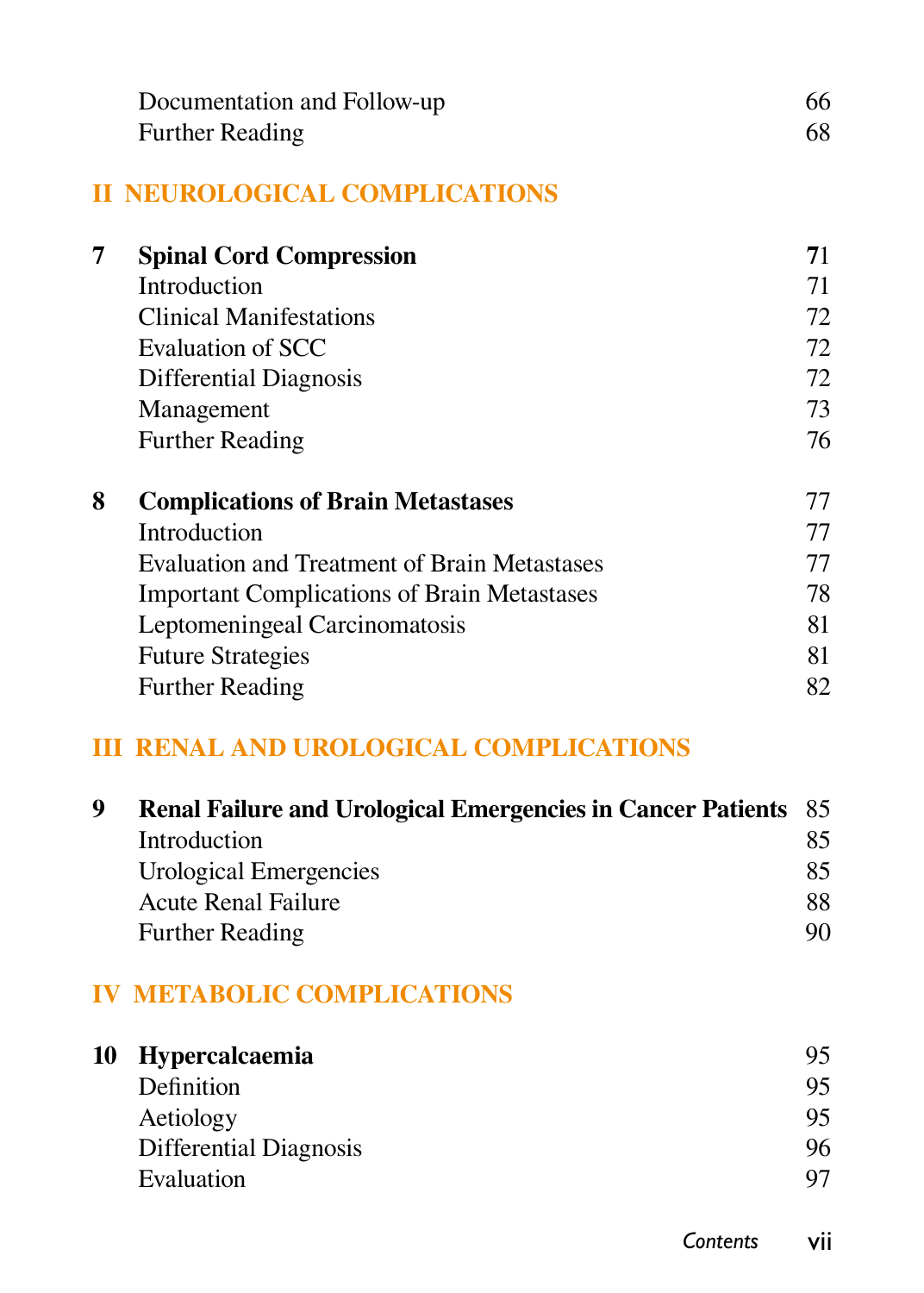| | | |
|---|---|---|
| | Documentation and Follow-up | 66 |
| | Further Reading | 68 |

## II NEUROLOGICAL COMPLICATIONS

| | | |
|---|---|---|
| **7** | **Spinal Cord Compression** | **71** |
| | Introduction | 71 |
| | Clinical Manifestations | 72 |
| | Evaluation of SCC | 72 |
| | Differential Diagnosis | 72 |
| | Management | 73 |
| | Further Reading | 76 |
| **8** | **Complications of Brain Metastases** | 77 |
| | Introduction | 77 |
| | Evaluation and Treatment of Brain Metastases | 77 |
| | Important Complications of Brain Metastases | 78 |
| | Leptomeningeal Carcinomatosis | 81 |
| | Future Strategies | 81 |
| | Further Reading | 82 |

## III RENAL AND UROLOGICAL COMPLICATIONS

| | | |
|---|---|---|
| **9** | **Renal Failure and Urological Emergencies in Cancer Patients** | 85 |
| | Introduction | 85 |
| | Urological Emergencies | 85 |
| | Acute Renal Failure | 88 |
| | Further Reading | 90 |

## IV METABOLIC COMPLICATIONS

| | | |
|---|---|---|
| **10** | **Hypercalcaemia** | 95 |
| | Definition | 95 |
| | Aetiology | 95 |
| | Differential Diagnosis | 96 |
| | Evaluation | 97 |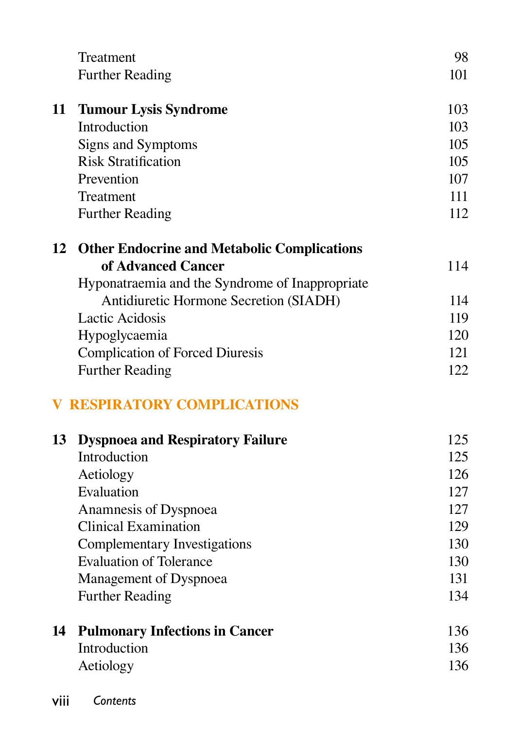| | | |
|---|---|---|
| | Treatment | 98 |
| | Further Reading | 101 |
| **11** | **Tumour Lysis Syndrome** | 103 |
| | Introduction | 103 |
| | Signs and Symptoms | 105 |
| | Risk Stratification | 105 |
| | Prevention | 107 |
| | Treatment | 111 |
| | Further Reading | 112 |
| **12** | **Other Endocrine and Metabolic Complications of Advanced Cancer** | 114 |
| | Hyponatraemia and the Syndrome of Inappropriate Antidiuretic Hormone Secretion (SIADH) | 114 |
| | Lactic Acidosis | 119 |
| | Hypoglycaemia | 120 |
| | Complication of Forced Diuresis | 121 |
| | Further Reading | 122 |

## V RESPIRATORY COMPLICATIONS

| | | |
|---|---|---|
| **13** | **Dyspnoea and Respiratory Failure** | 125 |
| | Introduction | 125 |
| | Aetiology | 126 |
| | Evaluation | 127 |
| | Anamnesis of Dyspnoea | 127 |
| | Clinical Examination | 129 |
| | Complementary Investigations | 130 |
| | Evaluation of Tolerance | 130 |
| | Management of Dyspnoea | 131 |
| | Further Reading | 134 |
| **14** | **Pulmonary Infections in Cancer** | 136 |
| | Introduction | 136 |
| | Aetiology | 136 |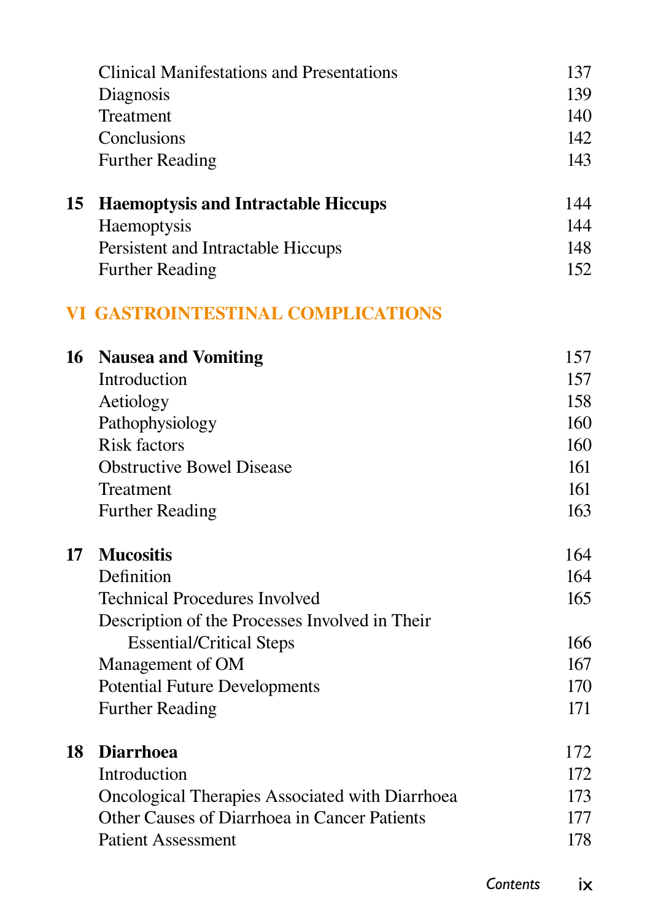| | | |
|---|---|---|
| | Clinical Manifestations and Presentations | 137 |
| | Diagnosis | 139 |
| | Treatment | 140 |
| | Conclusions | 142 |
| | Further Reading | 143 |
| **15** | **Haemoptysis and Intractable Hiccups** | **144** |
| | Haemoptysis | 144 |
| | Persistent and Intractable Hiccups | 148 |
| | Further Reading | 152 |

## VI GASTROINTESTINAL COMPLICATIONS

| | | |
|---|---|---|
| **16** | **Nausea and Vomiting** | **157** |
| | Introduction | 157 |
| | Aetiology | 158 |
| | Pathophysiology | 160 |
| | Risk factors | 160 |
| | Obstructive Bowel Disease | 161 |
| | Treatment | 161 |
| | Further Reading | 163 |
| **17** | **Mucositis** | **164** |
| | Definition | 164 |
| | Technical Procedures Involved | 165 |
| | Description of the Processes Involved in Their Essential/Critical Steps | 166 |
| | Management of OM | 167 |
| | Potential Future Developments | 170 |
| | Further Reading | 171 |
| **18** | **Diarrhoea** | **172** |
| | Introduction | 172 |
| | Oncological Therapies Associated with Diarrhoea | 173 |
| | Other Causes of Diarrhoea in Cancer Patients | 177 |
| | Patient Assessment | 178 |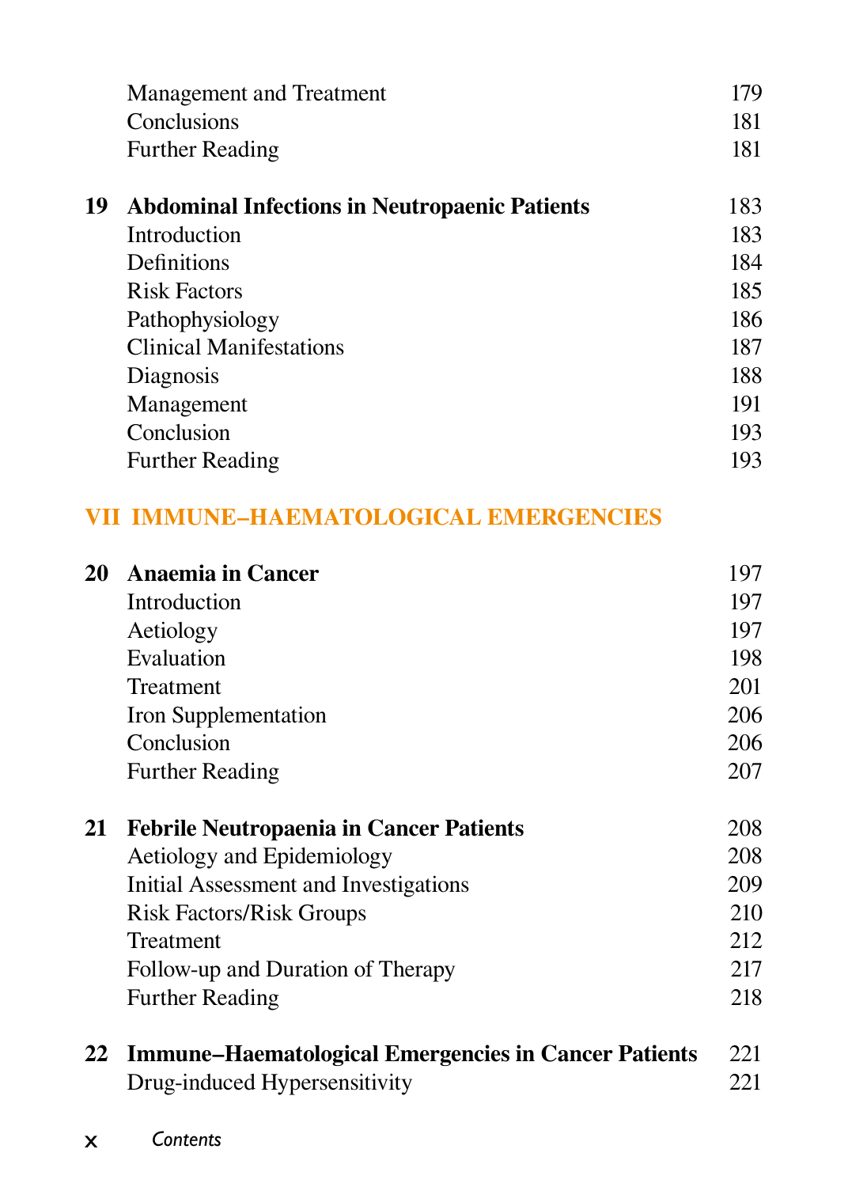| | | |
|---|---|---|
| | Management and Treatment | 179 |
| | Conclusions | 181 |
| | Further Reading | 181 |
| **19** | **Abdominal Infections in Neutropaenic Patients** | 183 |
| | Introduction | 183 |
| | Definitions | 184 |
| | Risk Factors | 185 |
| | Pathophysiology | 186 |
| | Clinical Manifestations | 187 |
| | Diagnosis | 188 |
| | Management | 191 |
| | Conclusion | 193 |
| | Further Reading | 193 |

## VII IMMUNE–HAEMATOLOGICAL EMERGENCIES

| | | |
|---|---|---|
| **20** | **Anaemia in Cancer** | 197 |
| | Introduction | 197 |
| | Aetiology | 197 |
| | Evaluation | 198 |
| | Treatment | 201 |
| | Iron Supplementation | 206 |
| | Conclusion | 206 |
| | Further Reading | 207 |
| **21** | **Febrile Neutropaenia in Cancer Patients** | 208 |
| | Aetiology and Epidemiology | 208 |
| | Initial Assessment and Investigations | 209 |
| | Risk Factors/Risk Groups | 210 |
| | Treatment | 212 |
| | Follow-up and Duration of Therapy | 217 |
| | Further Reading | 218 |
| **22** | **Immune–Haematological Emergencies in Cancer Patients** | 221 |
| | Drug-induced Hypersensitivity | 221 |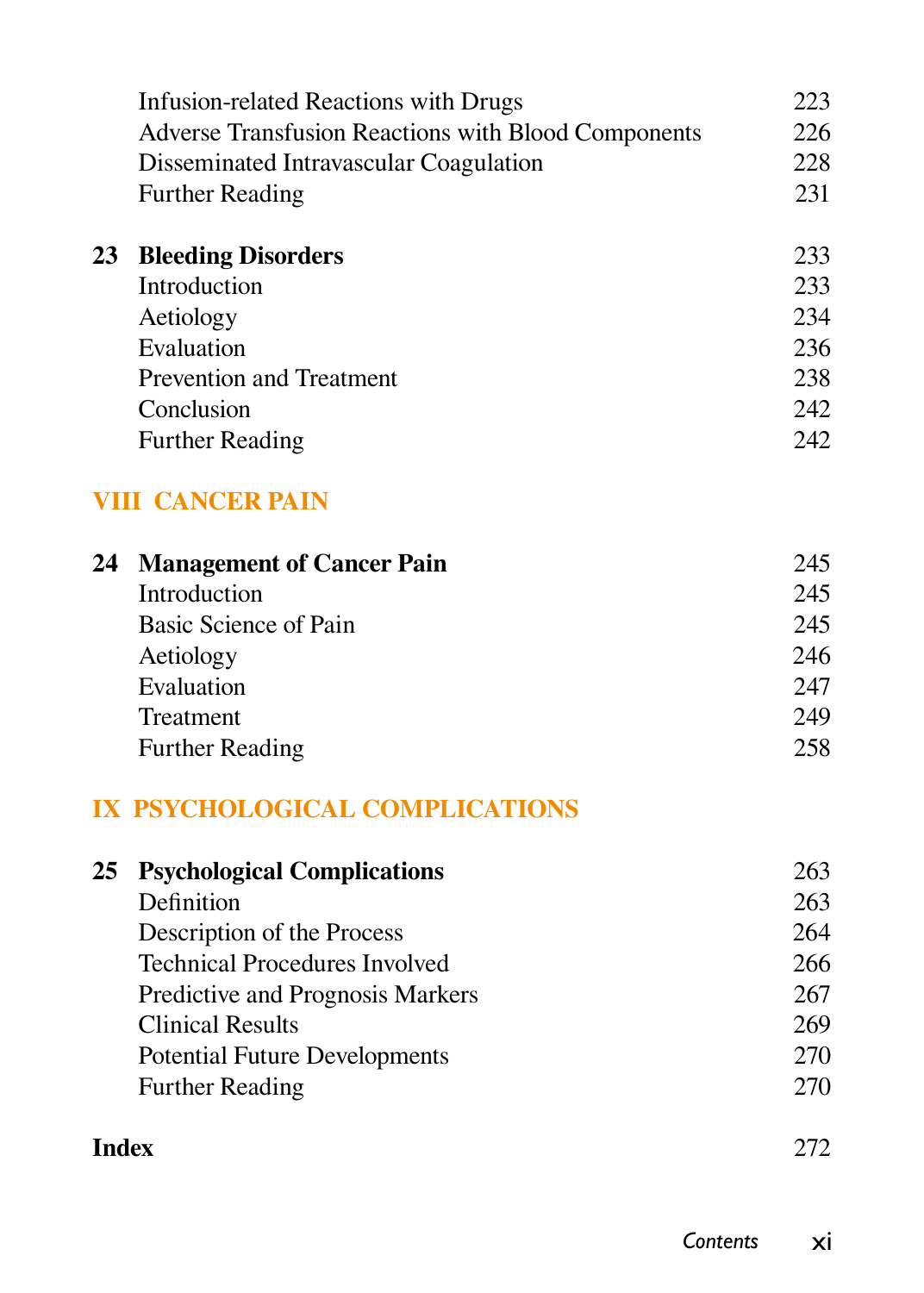| | | |
|---|---|---|
| | Infusion-related Reactions with Drugs | 223 |
| | Adverse Transfusion Reactions with Blood Components | 226 |
| | Disseminated Intravascular Coagulation | 228 |
| | Further Reading | 231 |
| **23** | **Bleeding Disorders** | 233 |
| | Introduction | 233 |
| | Aetiology | 234 |
| | Evaluation | 236 |
| | Prevention and Treatment | 238 |
| | Conclusion | 242 |
| | Further Reading | 242 |

## VIII CANCER PAIN

| | | |
|---|---|---|
| **24** | **Management of Cancer Pain** | 245 |
| | Introduction | 245 |
| | Basic Science of Pain | 245 |
| | Aetiology | 246 |
| | Evaluation | 247 |
| | Treatment | 249 |
| | Further Reading | 258 |

## IX PSYCHOLOGICAL COMPLICATIONS

| | | |
|---|---|---|
| **25** | **Psychological Complications** | 263 |
| | Definition | 263 |
| | Description of the Process | 264 |
| | Technical Procedures Involved | 266 |
| | Predictive and Prognosis Markers | 267 |
| | Clinical Results | 269 |
| | Potential Future Developments | 270 |
| | Further Reading | 270 |

**Index** 272